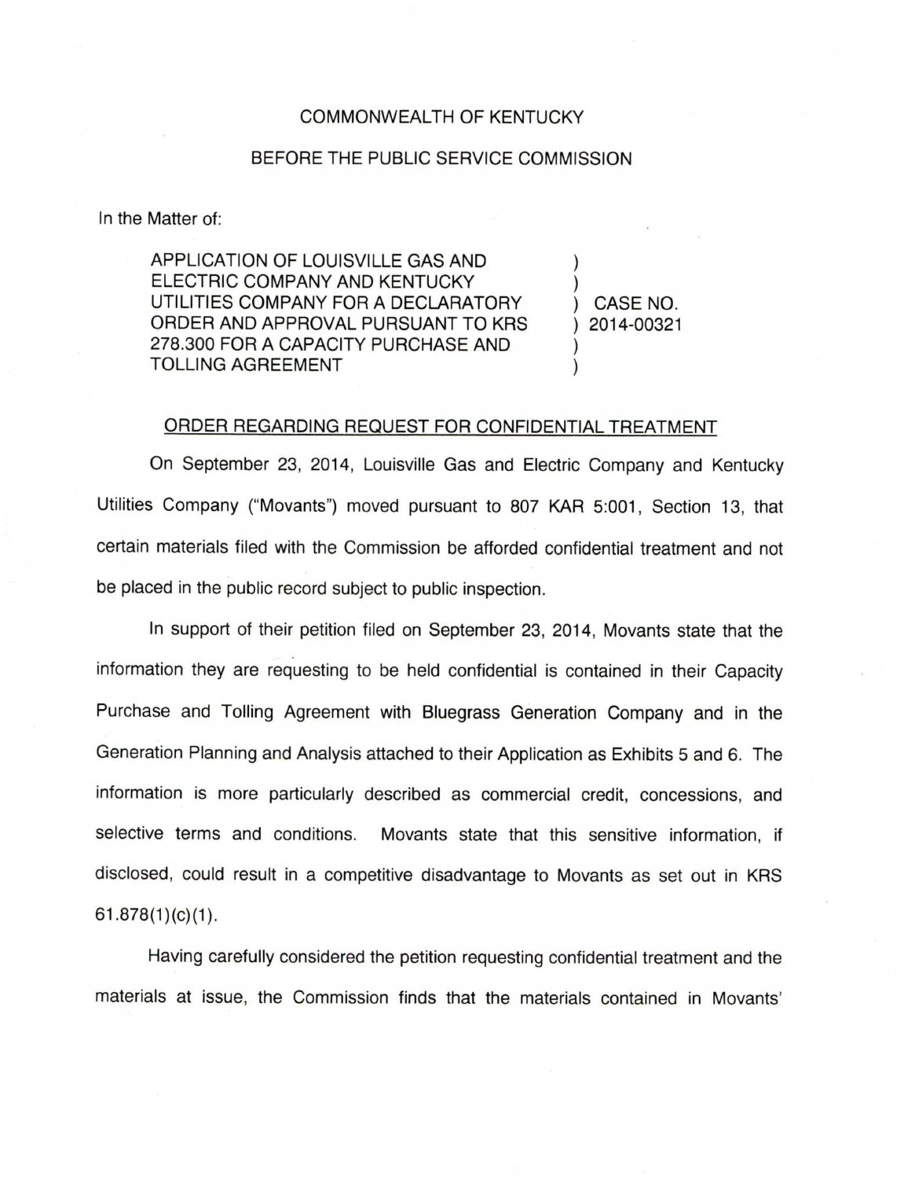COMMONWEALTH OF KENTUCKY

BEFORE THE PUBLIC SERVICE COMMISSION

In the Matter of:

| | | |
|---|---|---|
| APPLICATION OF LOUISVILLE GAS AND ELECTRIC COMPANY AND KENTUCKY UTILITIES COMPANY FOR A DECLARATORY ORDER AND APPROVAL PURSUANT TO KRS 278.300 FOR A CAPACITY PURCHASE AND TOLLING AGREEMENT | ) | CASE NO. 2014-00321 |

ORDER REGARDING REQUEST FOR CONFIDENTIAL TREATMENT

On September 23, 2014, Louisville Gas and Electric Company and Kentucky Utilities Company ("Movants") moved pursuant to 807 KAR 5:001, Section 13, that certain materials filed with the Commission be afforded confidential treatment and not be placed in the public record subject to public inspection.

In support of their petition filed on September 23, 2014, Movants state that the information they are requesting to be held confidential is contained in their Capacity Purchase and Tolling Agreement with Bluegrass Generation Company and in the Generation Planning and Analysis attached to their Application as Exhibits 5 and 6. The information is more particularly described as commercial credit, concessions, and selective terms and conditions. Movants state that this sensitive information, if disclosed, could result in a competitive disadvantage to Movants as set out in KRS 61.878(1)(c)(1).

Having carefully considered the petition requesting confidential treatment and the materials at issue, the Commission finds that the materials contained in Movants'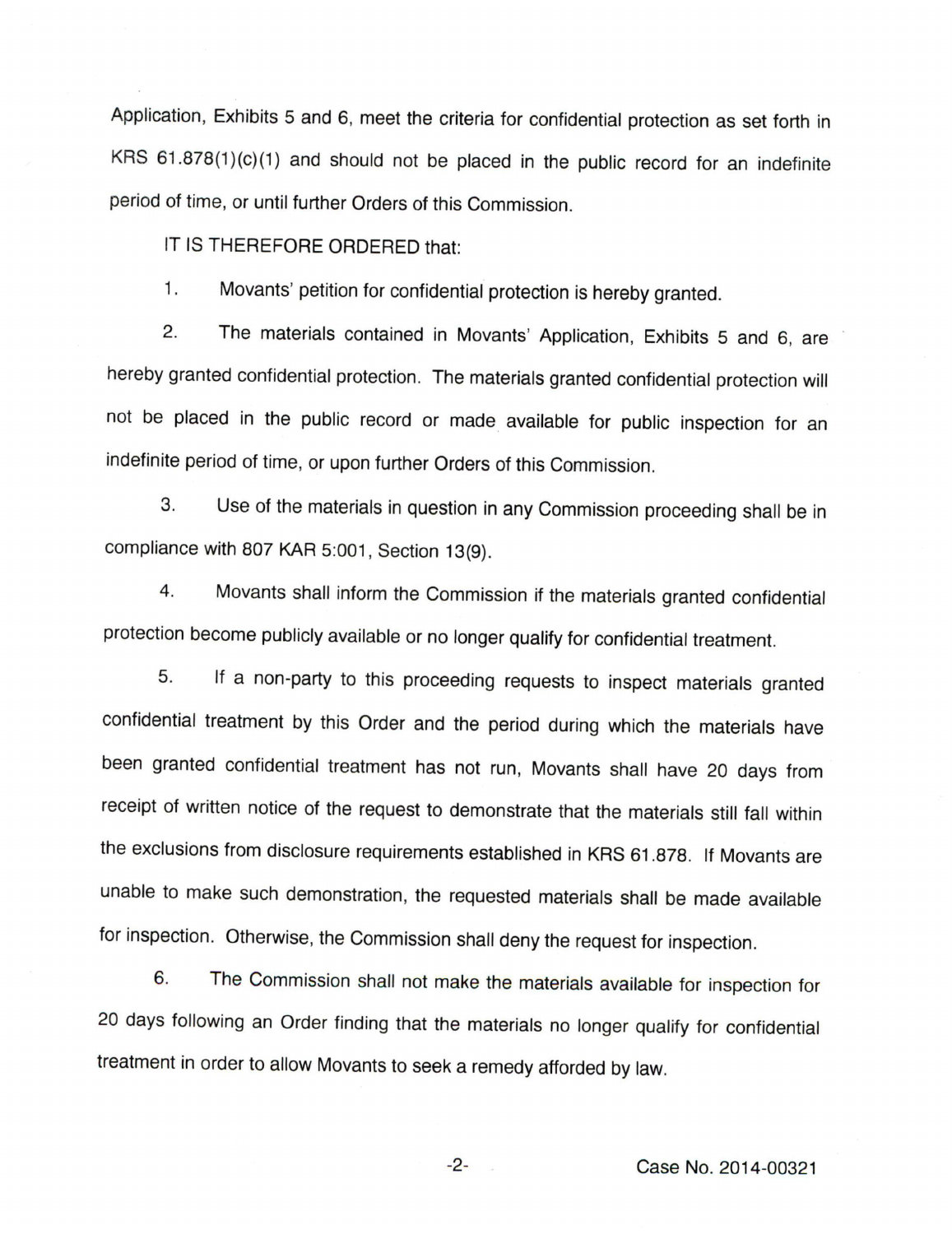Application, Exhibits 5 and 6, meet the criteria for confidential protection as set forth in KRS 61.878(1)(c)(1) and should not be placed in the public record for an indefinite period of time, or until further Orders of this Commission.

IT IS THEREFORE ORDERED that:

1. Movants' petition for confidential protection is hereby granted.

2. The materials contained in Movants' Application, Exhibits 5 and 6, are hereby granted confidential protection. The materials granted confidential protection will not be placed in the public record or made available for public inspection for an indefinite period of time, or upon further Orders of this Commission.

3. Use of the materials in question in any Commission proceeding shall be in compliance with 807 KAR 5:001, Section 13(9).

4. Movants shall inform the Commission if the materials granted confidential protection become publicly available or no longer qualify for confidential treatment.

5. If a non-party to this proceeding requests to inspect materials granted confidential treatment by this Order and the period during which the materials have been granted confidential treatment has not run, Movants shall have 20 days from receipt of written notice of the request to demonstrate that the materials still fall within the exclusions from disclosure requirements established in KRS 61.878. If Movants are unable to make such demonstration, the requested materials shall be made available for inspection. Otherwise, the Commission shall deny the request for inspection.

6. The Commission shall not make the materials available for inspection for 20 days following an Order finding that the materials no longer qualify for confidential treatment in order to allow Movants to seek a remedy afforded by law.

Case No. 2014-00321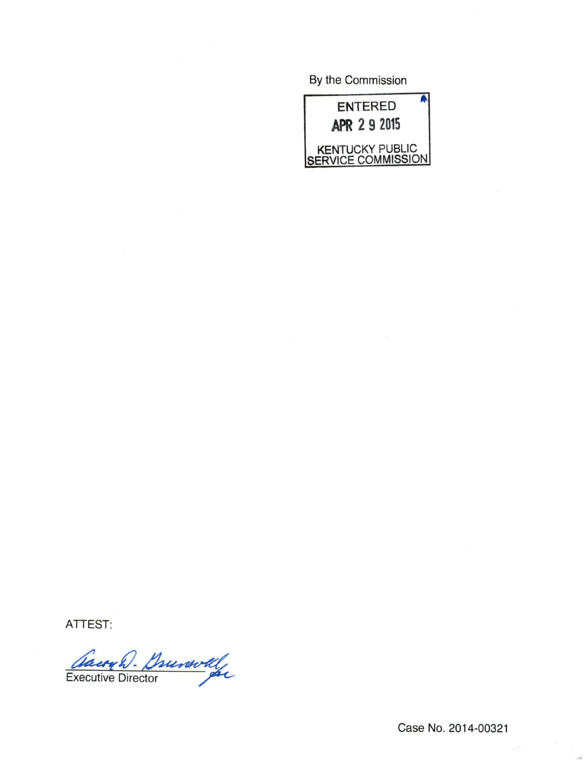By the Commission

ENTERED
APR 2 9 2015
KENTUCKY PUBLIC
SERVICE COMMISSION

ATTEST:

Executive Director

Case No. 2014-00321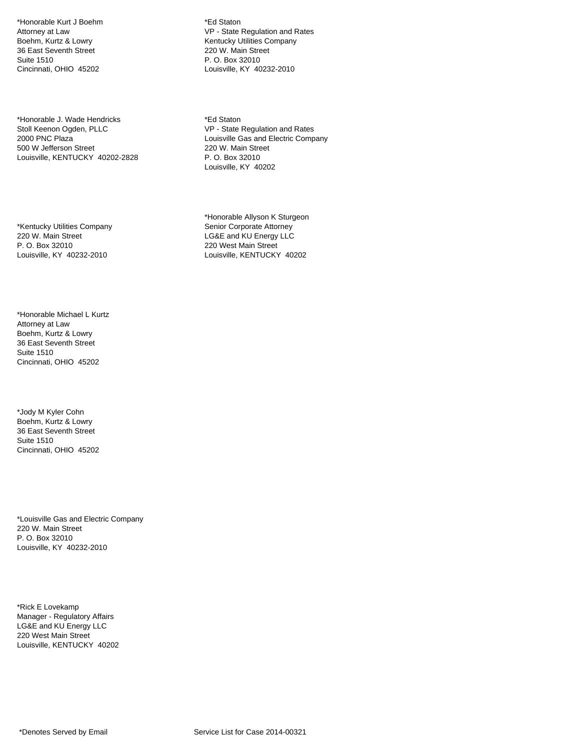*Honorable Kurt J Boehm
Attorney at Law
Boehm, Kurtz & Lowry
36 East Seventh Street
Suite 1510
Cincinnati, OHIO  45202

*Honorable J. Wade Hendricks
Stoll Keenon Ogden, PLLC
2000 PNC Plaza
500 W Jefferson Street
Louisville, KENTUCKY  40202-2828

*Kentucky Utilities Company
220 W. Main Street
P. O. Box 32010
Louisville, KY  40232-2010

*Honorable Michael L Kurtz
Attorney at Law
Boehm, Kurtz & Lowry
36 East Seventh Street
Suite 1510
Cincinnati, OHIO  45202

*Jody M Kyler Cohn
Boehm, Kurtz & Lowry
36 East Seventh Street
Suite 1510
Cincinnati, OHIO  45202

*Louisville Gas and Electric Company
220 W. Main Street
P. O. Box 32010
Louisville, KY  40232-2010

*Rick E Lovekamp
Manager - Regulatory Affairs
LG&E and KU Energy LLC
220 West Main Street
Louisville, KENTUCKY  40202

*Ed Staton
VP - State Regulation and Rates
Kentucky Utilities Company
220 W. Main Street
P. O. Box 32010
Louisville, KY  40232-2010

*Ed Staton
VP - State Regulation and Rates
Louisville Gas and Electric Company
220 W. Main Street
P. O. Box 32010
Louisville, KY  40202

*Honorable Allyson K Sturgeon
Senior Corporate Attorney
LG&E and KU Energy LLC
220 West Main Street
Louisville, KENTUCKY  40202

*Denotes Served by Email

Service List for Case 2014-00321